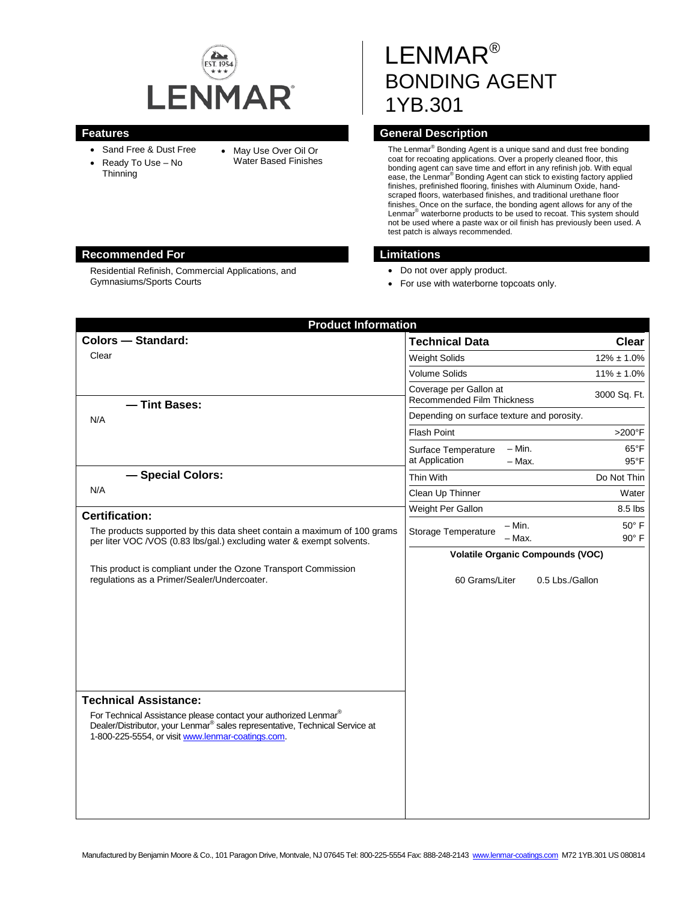# LENMAR®
# BONDING AGENT
# 1YB.301

## Features

- Sand Free & Dust Free
- Ready To Use – No Thinning
- May Use Over Oil Or Water Based Finishes

## General Description

The Lenmar® Bonding Agent is a unique sand and dust free bonding coat for recoating applications. Over a properly cleaned floor, this bonding agent can save time and effort in any refinish job. With equal ease, the Lenmar® Bonding Agent can stick to existing factory applied finishes, prefinished flooring, finishes with Aluminum Oxide, hand-scraped floors, waterbased finishes, and traditional urethane floor finishes. Once on the surface, the bonding agent allows for any of the Lenmar® waterborne products to be used to recoat. This system should not be used where a paste wax or oil finish has previously been used. A test patch is always recommended.

## Recommended For

Residential Refinish, Commercial Applications, and Gymnasiums/Sports Courts

## Limitations

- Do not over apply product.
- For use with waterborne topcoats only.

## Product Information

### Colors — Standard:

Clear

### — Tint Bases:

N/A

### — Special Colors:

N/A

### Certification:

The products supported by this data sheet contain a maximum of 100 grams per liter VOC /VOS (0.83 lbs/gal.) excluding water & exempt solvents.

This product is compliant under the Ozone Transport Commission regulations as a Primer/Sealer/Undercoater.

### Technical Assistance:

For Technical Assistance please contact your authorized Lenmar® Dealer/Distributor, your Lenmar® sales representative, Technical Service at 1-800-225-5554, or visit www.lenmar-coatings.com.

| Technical Data | | Clear |
|---|---|---|
| Weight Solids | | 12% ± 1.0% |
| Volume Solids | | 11% ± 1.0% |
| Coverage per Gallon at Recommended Film Thickness | | 3000 Sq. Ft. |
| Depending on surface texture and porosity. | | |
| Flash Point | | >200°F |
| Surface Temperature at Application | – Min. | 65°F |
| | – Max. | 95°F |
| Thin With | | Do Not Thin |
| Clean Up Thinner | | Water |
| Weight Per Gallon | | 8.5 lbs |
| Storage Temperature | – Min. | 50° F |
| | – Max. | 90° F |

**Volatile Organic Compounds (VOC)**

60 Grams/Liter 0.5 Lbs./Gallon

Manufactured by Benjamin Moore & Co., 101 Paragon Drive, Montvale, NJ 07645 Tel: 800-225-5554 Fax: 888-248-2143 www.lenmar-coatings.com M72 1YB.301 US 080814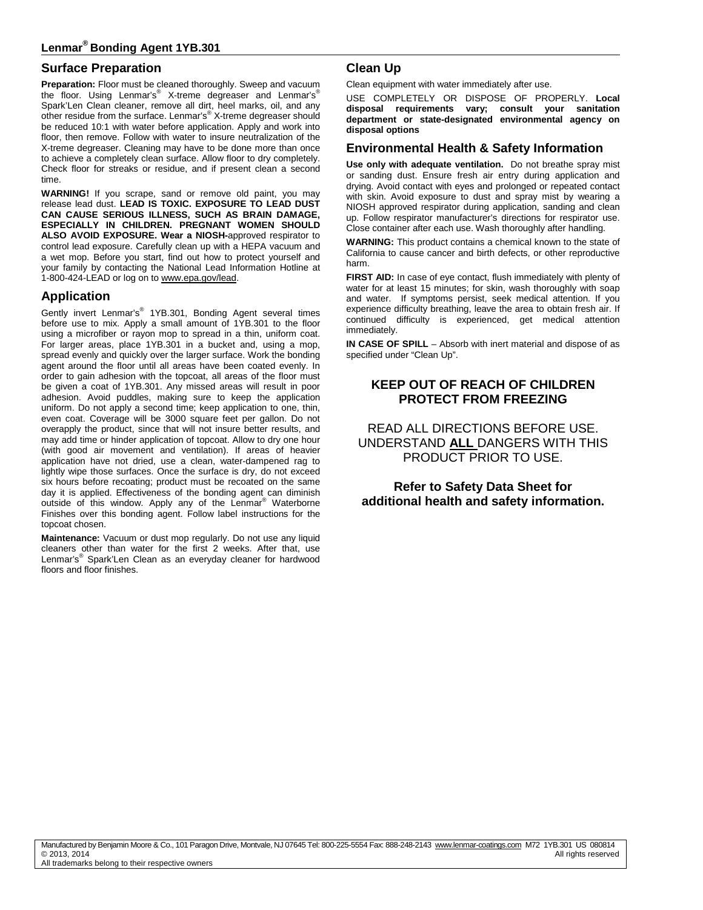# Lenmar® Bonding Agent 1YB.301

## Surface Preparation

**Preparation:** Floor must be cleaned thoroughly. Sweep and vacuum the floor. Using Lenmar's® X-treme degreaser and Lenmar's® Spark'Len Clean cleaner, remove all dirt, heel marks, oil, and any other residue from the surface. Lenmar's® X-treme degreaser should be reduced 10:1 with water before application. Apply and work into floor, then remove. Follow with water to insure neutralization of the X-treme degreaser. Cleaning may have to be done more than once to achieve a completely clean surface. Allow floor to dry completely. Check floor for streaks or residue, and if present clean a second time.

**WARNING!** If you scrape, sand or remove old paint, you may release lead dust. **LEAD IS TOXIC. EXPOSURE TO LEAD DUST CAN CAUSE SERIOUS ILLNESS, SUCH AS BRAIN DAMAGE, ESPECIALLY IN CHILDREN. PREGNANT WOMEN SHOULD ALSO AVOID EXPOSURE. Wear a NIOSH-**approved respirator to control lead exposure. Carefully clean up with a HEPA vacuum and a wet mop. Before you start, find out how to protect yourself and your family by contacting the National Lead Information Hotline at 1-800-424-LEAD or log on to www.epa.gov/lead.

## Application

Gently invert Lenmar's® 1YB.301, Bonding Agent several times before use to mix. Apply a small amount of 1YB.301 to the floor using a microfiber or rayon mop to spread in a thin, uniform coat. For larger areas, place 1YB.301 in a bucket and, using a mop, spread evenly and quickly over the larger surface. Work the bonding agent around the floor until all areas have been coated evenly. In order to gain adhesion with the topcoat, all areas of the floor must be given a coat of 1YB.301. Any missed areas will result in poor adhesion. Avoid puddles, making sure to keep the application uniform. Do not apply a second time; keep application to one, thin, even coat. Coverage will be 3000 square feet per gallon. Do not overapply the product, since that will not insure better results, and may add time or hinder application of topcoat. Allow to dry one hour (with good air movement and ventilation). If areas of heavier application have not dried, use a clean, water-dampened rag to lightly wipe those surfaces. Once the surface is dry, do not exceed six hours before recoating; product must be recoated on the same day it is applied. Effectiveness of the bonding agent can diminish outside of this window. Apply any of the Lenmar® Waterborne Finishes over this bonding agent. Follow label instructions for the topcoat chosen.

**Maintenance:** Vacuum or dust mop regularly. Do not use any liquid cleaners other than water for the first 2 weeks. After that, use Lenmar's® Spark'Len Clean as an everyday cleaner for hardwood floors and floor finishes.

## Clean Up

Clean equipment with water immediately after use.

USE COMPLETELY OR DISPOSE OF PROPERLY. **Local disposal requirements vary; consult your sanitation department or state-designated environmental agency on disposal options**

## Environmental Health & Safety Information

**Use only with adequate ventilation.** Do not breathe spray mist or sanding dust. Ensure fresh air entry during application and drying. Avoid contact with eyes and prolonged or repeated contact with skin. Avoid exposure to dust and spray mist by wearing a NIOSH approved respirator during application, sanding and clean up. Follow respirator manufacturer's directions for respirator use. Close container after each use. Wash thoroughly after handling.

**WARNING:** This product contains a chemical known to the state of California to cause cancer and birth defects, or other reproductive harm.

**FIRST AID:** In case of eye contact, flush immediately with plenty of water for at least 15 minutes; for skin, wash thoroughly with soap and water. If symptoms persist, seek medical attention. If you experience difficulty breathing, leave the area to obtain fresh air. If continued difficulty is experienced, get medical attention immediately.

**IN CASE OF SPILL** – Absorb with inert material and dispose of as specified under "Clean Up".

**KEEP OUT OF REACH OF CHILDREN**
**PROTECT FROM FREEZING**

READ ALL DIRECTIONS BEFORE USE. UNDERSTAND **ALL** DANGERS WITH THIS PRODUCT PRIOR TO USE.

**Refer to Safety Data Sheet for additional health and safety information.**

Manufactured by Benjamin Moore & Co., 101 Paragon Drive, Montvale, NJ 07645 Tel: 800-225-5554 Fax: 888-248-2143 www.lenmar-coatings.com M72 1YB.301 US 080814
© 2013, 2014 All rights reserved
All trademarks belong to their respective owners